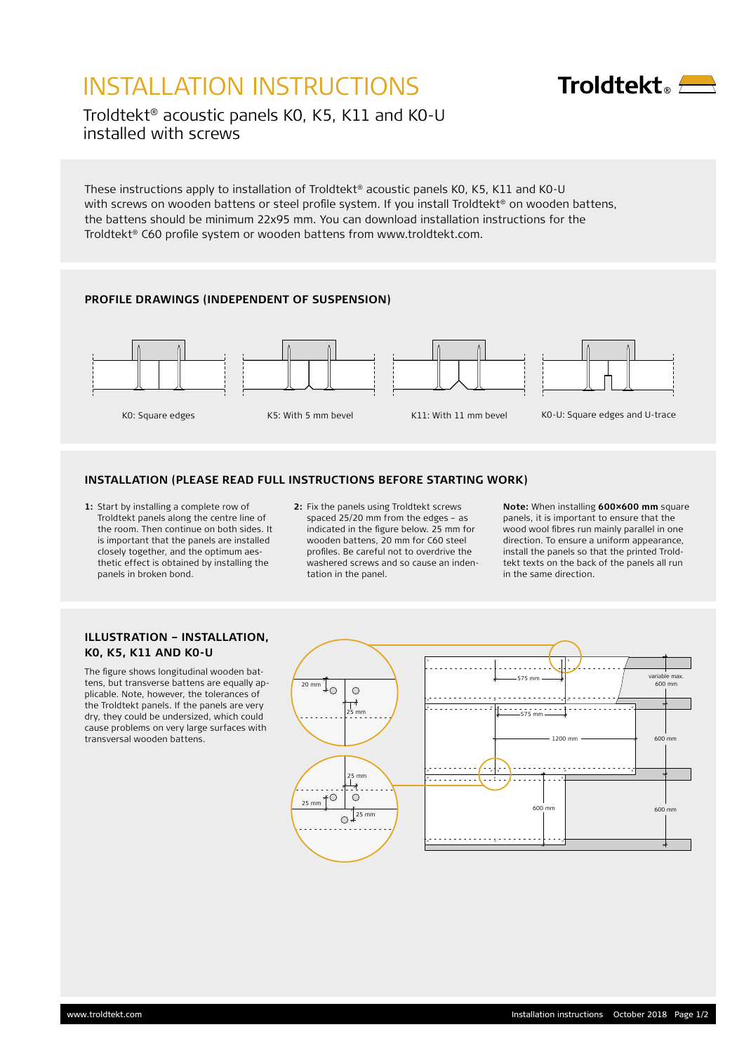# INSTALLATION INSTRUCTIONS

Troldtekt® acoustic panels K0, K5, K11 and K0-U installed with screws

These instructions apply to installation of Troldtekt® acoustic panels K0, K5, K11 and K0-U with screws on wooden battens or steel profile system. If you install Troldtekt® on wooden battens, the battens should be minimum 22x95 mm. You can download installation instructions for the Troldtekt® C60 profile system or wooden battens from www.troldtekt.com.

## PROFILE DRAWINGS (INDEPENDENT OF SUSPENSION)

K0: Square edges

K5: With 5 mm bevel

K11: With 11 mm bevel

K0-U: Square edges and U-trace

## INSTALLATION (PLEASE READ FULL INSTRUCTIONS BEFORE STARTING WORK)

**1:** Start by installing a complete row of Troldtekt panels along the centre line of the room. Then continue on both sides. It is important that the panels are installed closely together, and the optimum aesthetic effect is obtained by installing the panels in broken bond.

**2:** Fix the panels using Troldtekt screws spaced 25/20 mm from the edges – as indicated in the figure below. 25 mm for wooden battens, 20 mm for C60 steel profiles. Be careful not to overdrive the washered screws and so cause an indentation in the panel.

**Note:** When installing **600×600 mm** square panels, it is important to ensure that the wood wool fibres run mainly parallel in one direction. To ensure a uniform appearance, install the panels so that the printed Troldtekt texts on the back of the panels all run in the same direction.

## ILLUSTRATION – INSTALLATION, K0, K5, K11 AND K0-U

The figure shows longitudinal wooden battens, but transverse battens are equally applicable. Note, however, the tolerances of the Troldtekt panels. If the panels are very dry, they could be undersized, which could cause problems on very large surfaces with transversal wooden battens.

20 mm, 25 mm, 575 mm, 575 mm, 1200 mm, 600 mm, 600 mm, 600 mm, variable max. 600 mm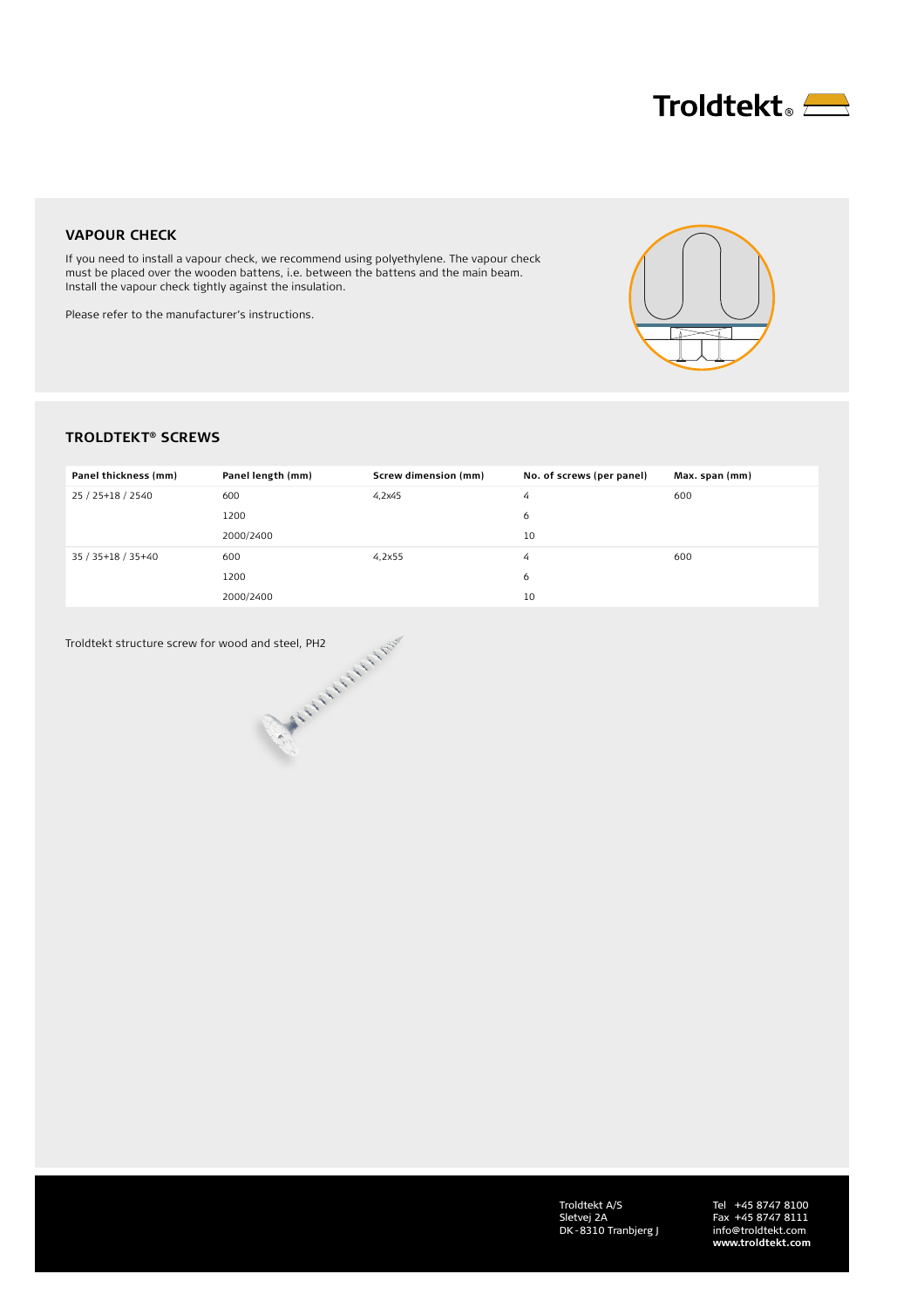## VAPOUR CHECK

If you need to install a vapour check, we recommend using polyethylene. The vapour check must be placed over the wooden battens, i.e. between the battens and the main beam. Install the vapour check tightly against the insulation.

Please refer to the manufacturer's instructions.

## TROLDTEKT® SCREWS

| Panel thickness (mm) | Panel length (mm) | Screw dimension (mm) | No. of screws (per panel) | Max. span (mm) |
|---|---|---|---|---|
| 25 / 25+18 / 2540 | 600 | 4,2x45 | 4 | 600 |
| | 1200 | | 6 | |
| | 2000/2400 | | 10 | |
| 35 / 35+18 / 35+40 | 600 | 4,2x55 | 4 | 600 |
| | 1200 | | 6 | |
| | 2000/2400 | | 10 | |

Troldtekt structure screw for wood and steel, PH2

Troldtekt A/S
Sletvej 2A
DK - 8310 Tranbjerg J

Tel +45 8747 8100
Fax +45 8747 8111
info@troldtekt.com
**www.troldtekt.com**